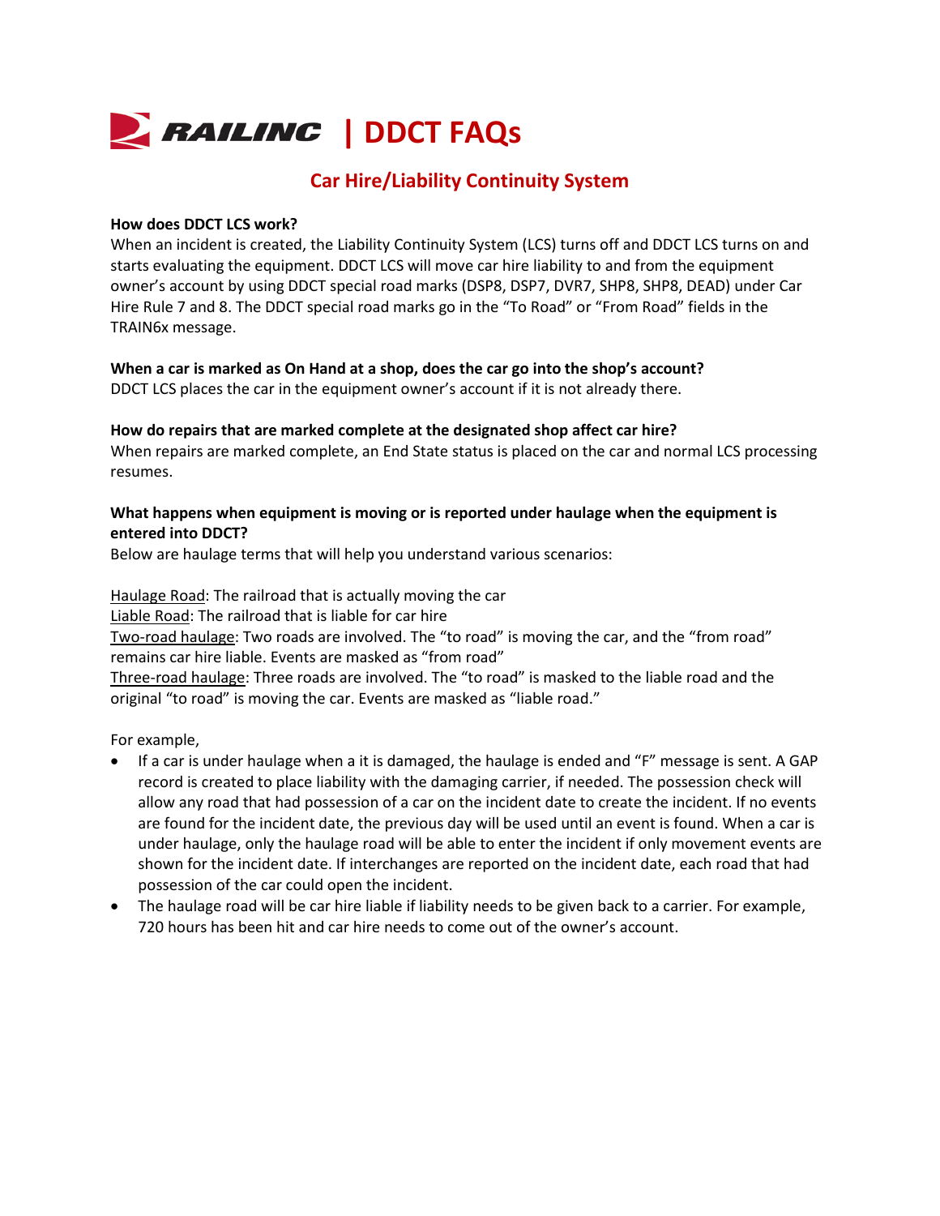# RAILINC | DDCT FAQs

## Car Hire/Liability Continuity System

**How does DDCT LCS work?**
When an incident is created, the Liability Continuity System (LCS) turns off and DDCT LCS turns on and starts evaluating the equipment. DDCT LCS will move car hire liability to and from the equipment owner's account by using DDCT special road marks (DSP8, DSP7, DVR7, SHP8, SHP8, DEAD) under Car Hire Rule 7 and 8. The DDCT special road marks go in the "To Road" or "From Road" fields in the TRAIN6x message.

**When a car is marked as On Hand at a shop, does the car go into the shop's account?**
DDCT LCS places the car in the equipment owner's account if it is not already there.

**How do repairs that are marked complete at the designated shop affect car hire?**
When repairs are marked complete, an End State status is placed on the car and normal LCS processing resumes.

**What happens when equipment is moving or is reported under haulage when the equipment is entered into DDCT?**
Below are haulage terms that will help you understand various scenarios:

Haulage Road: The railroad that is actually moving the car
Liable Road: The railroad that is liable for car hire
Two-road haulage: Two roads are involved. The "to road" is moving the car, and the "from road" remains car hire liable. Events are masked as "from road"
Three-road haulage: Three roads are involved. The "to road" is masked to the liable road and the original "to road" is moving the car. Events are masked as "liable road."

For example,

- If a car is under haulage when a it is damaged, the haulage is ended and "F" message is sent. A GAP record is created to place liability with the damaging carrier, if needed. The possession check will allow any road that had possession of a car on the incident date to create the incident. If no events are found for the incident date, the previous day will be used until an event is found. When a car is under haulage, only the haulage road will be able to enter the incident if only movement events are shown for the incident date. If interchanges are reported on the incident date, each road that had possession of the car could open the incident.
- The haulage road will be car hire liable if liability needs to be given back to a carrier. For example, 720 hours has been hit and car hire needs to come out of the owner's account.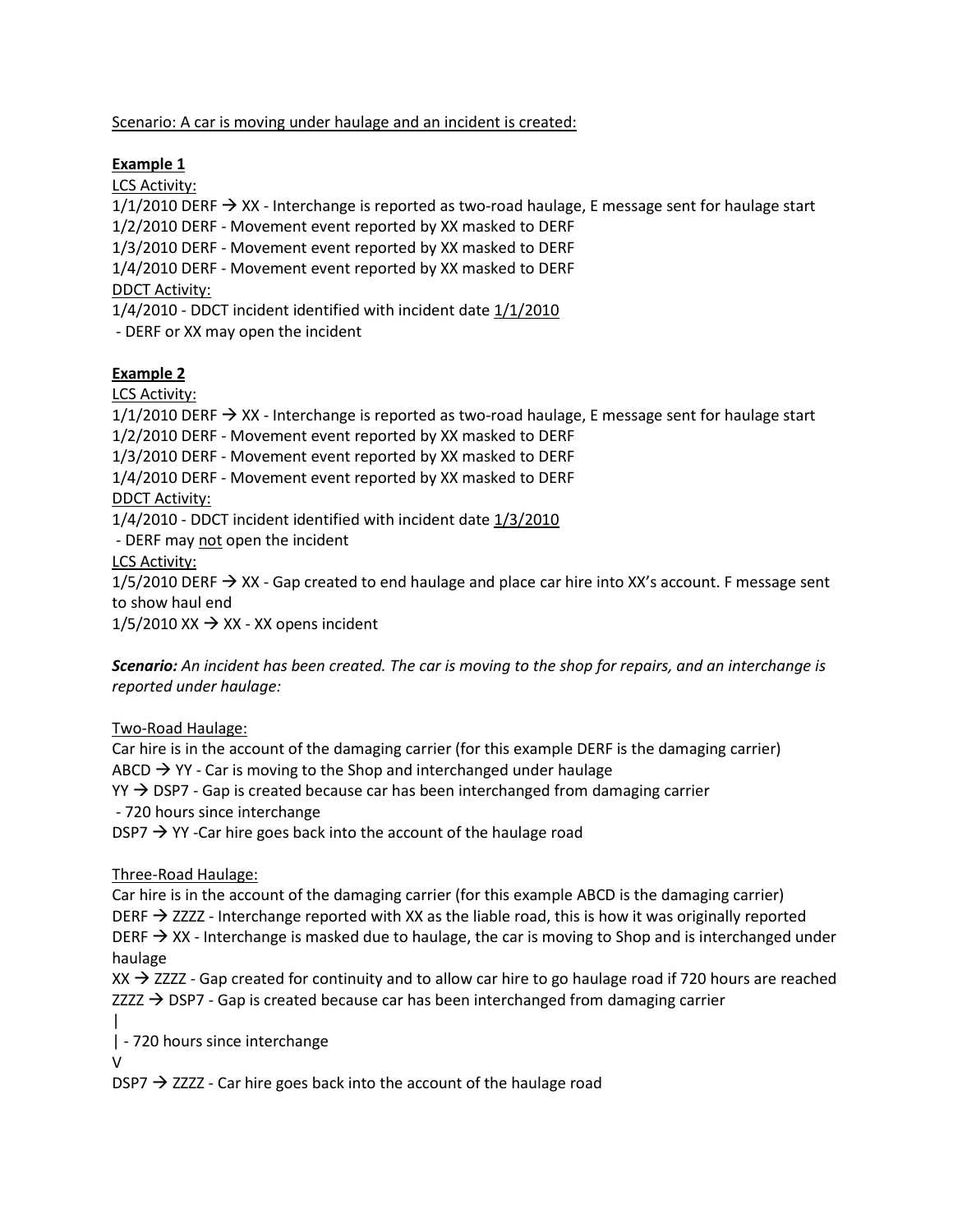<u>Scenario: A car is moving under haulage and an incident is created:</u>

**<u>Example 1</u>**

<u>LCS Activity:</u>
1/1/2010 DERF → XX - Interchange is reported as two-road haulage, E message sent for haulage start
1/2/2010 DERF - Movement event reported by XX masked to DERF
1/3/2010 DERF - Movement event reported by XX masked to DERF
1/4/2010 DERF - Movement event reported by XX masked to DERF
<u>DDCT Activity:</u>
1/4/2010 - DDCT incident identified with incident date <u>1/1/2010</u>
- DERF or XX may open the incident

**<u>Example 2</u>**

<u>LCS Activity:</u>
1/1/2010 DERF → XX - Interchange is reported as two-road haulage, E message sent for haulage start
1/2/2010 DERF - Movement event reported by XX masked to DERF
1/3/2010 DERF - Movement event reported by XX masked to DERF
1/4/2010 DERF - Movement event reported by XX masked to DERF
<u>DDCT Activity:</u>
1/4/2010 - DDCT incident identified with incident date <u>1/3/2010</u>
- DERF may <u>not</u> open the incident
<u>LCS Activity:</u>
1/5/2010 DERF → XX - Gap created to end haulage and place car hire into XX's account. F message sent to show haul end
1/5/2010 XX → XX - XX opens incident

***Scenario:*** *An incident has been created. The car is moving to the shop for repairs, and an interchange is reported under haulage:*

<u>Two-Road Haulage:</u>
Car hire is in the account of the damaging carrier (for this example DERF is the damaging carrier)
ABCD → YY - Car is moving to the Shop and interchanged under haulage
YY → DSP7 - Gap is created because car has been interchanged from damaging carrier
- 720 hours since interchange
DSP7 → YY -Car hire goes back into the account of the haulage road

<u>Three-Road Haulage:</u>
Car hire is in the account of the damaging carrier (for this example ABCD is the damaging carrier)
DERF → ZZZZ - Interchange reported with XX as the liable road, this is how it was originally reported
DERF → XX - Interchange is masked due to haulage, the car is moving to Shop and is interchanged under haulage
XX → ZZZZ - Gap created for continuity and to allow car hire to go haulage road if 720 hours are reached
ZZZZ → DSP7 - Gap is created because car has been interchanged from damaging carrier
|
| - 720 hours since interchange
V
DSP7 → ZZZZ - Car hire goes back into the account of the haulage road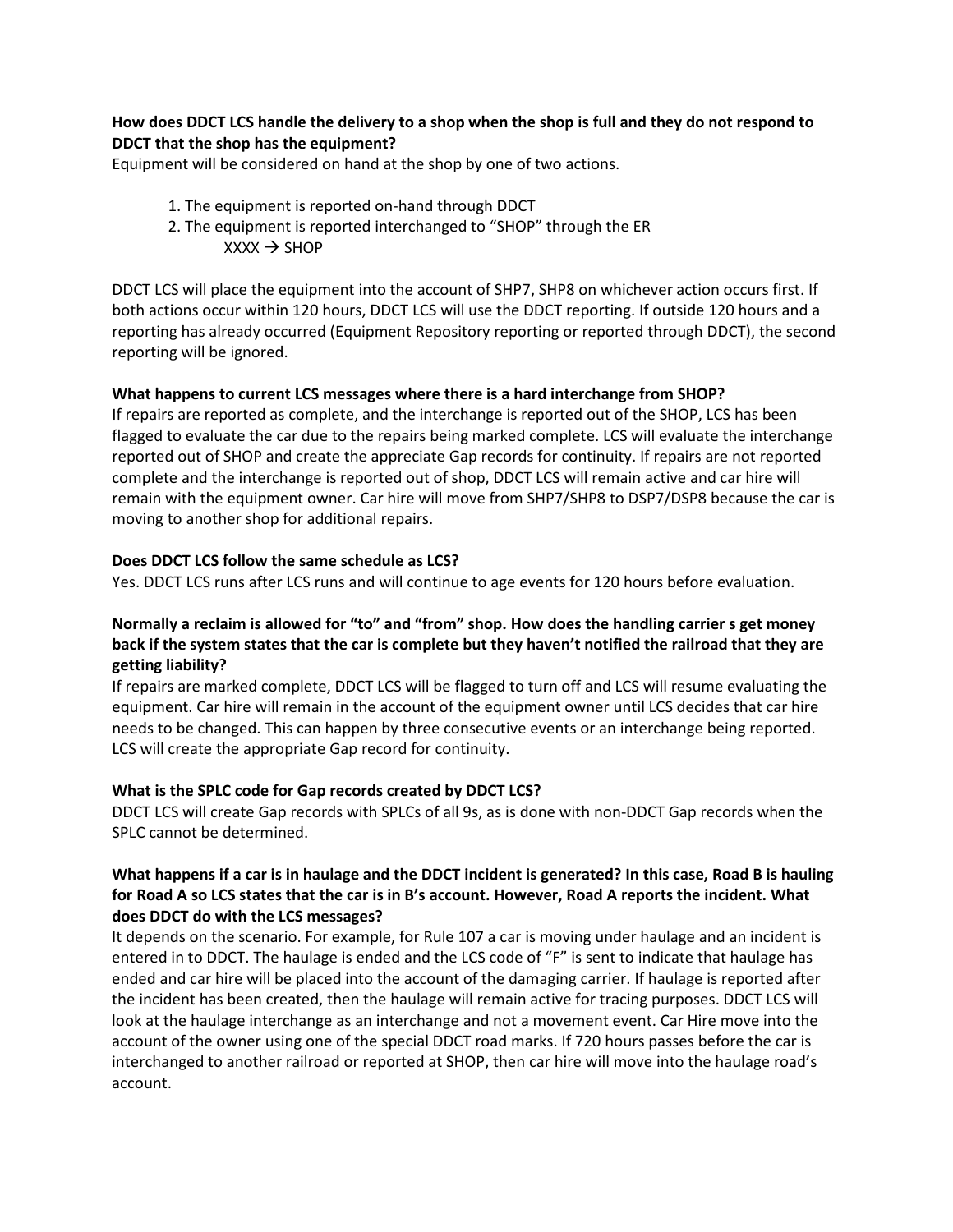**How does DDCT LCS handle the delivery to a shop when the shop is full and they do not respond to DDCT that the shop has the equipment?**

Equipment will be considered on hand at the shop by one of two actions.

1. The equipment is reported on-hand through DDCT
2. The equipment is reported interchanged to "SHOP" through the ER
   XXXX → SHOP

DDCT LCS will place the equipment into the account of SHP7, SHP8 on whichever action occurs first. If both actions occur within 120 hours, DDCT LCS will use the DDCT reporting. If outside 120 hours and a reporting has already occurred (Equipment Repository reporting or reported through DDCT), the second reporting will be ignored.

**What happens to current LCS messages where there is a hard interchange from SHOP?**

If repairs are reported as complete, and the interchange is reported out of the SHOP, LCS has been flagged to evaluate the car due to the repairs being marked complete. LCS will evaluate the interchange reported out of SHOP and create the appreciate Gap records for continuity. If repairs are not reported complete and the interchange is reported out of shop, DDCT LCS will remain active and car hire will remain with the equipment owner. Car hire will move from SHP7/SHP8 to DSP7/DSP8 because the car is moving to another shop for additional repairs.

**Does DDCT LCS follow the same schedule as LCS?**

Yes. DDCT LCS runs after LCS runs and will continue to age events for 120 hours before evaluation.

**Normally a reclaim is allowed for "to" and "from" shop. How does the handling carrier s get money back if the system states that the car is complete but they haven't notified the railroad that they are getting liability?**

If repairs are marked complete, DDCT LCS will be flagged to turn off and LCS will resume evaluating the equipment. Car hire will remain in the account of the equipment owner until LCS decides that car hire needs to be changed. This can happen by three consecutive events or an interchange being reported. LCS will create the appropriate Gap record for continuity.

**What is the SPLC code for Gap records created by DDCT LCS?**

DDCT LCS will create Gap records with SPLCs of all 9s, as is done with non-DDCT Gap records when the SPLC cannot be determined.

**What happens if a car is in haulage and the DDCT incident is generated? In this case, Road B is hauling for Road A so LCS states that the car is in B's account. However, Road A reports the incident. What does DDCT do with the LCS messages?**

It depends on the scenario. For example, for Rule 107 a car is moving under haulage and an incident is entered in to DDCT. The haulage is ended and the LCS code of "F" is sent to indicate that haulage has ended and car hire will be placed into the account of the damaging carrier. If haulage is reported after the incident has been created, then the haulage will remain active for tracing purposes. DDCT LCS will look at the haulage interchange as an interchange and not a movement event. Car Hire move into the account of the owner using one of the special DDCT road marks. If 720 hours passes before the car is interchanged to another railroad or reported at SHOP, then car hire will move into the haulage road's account.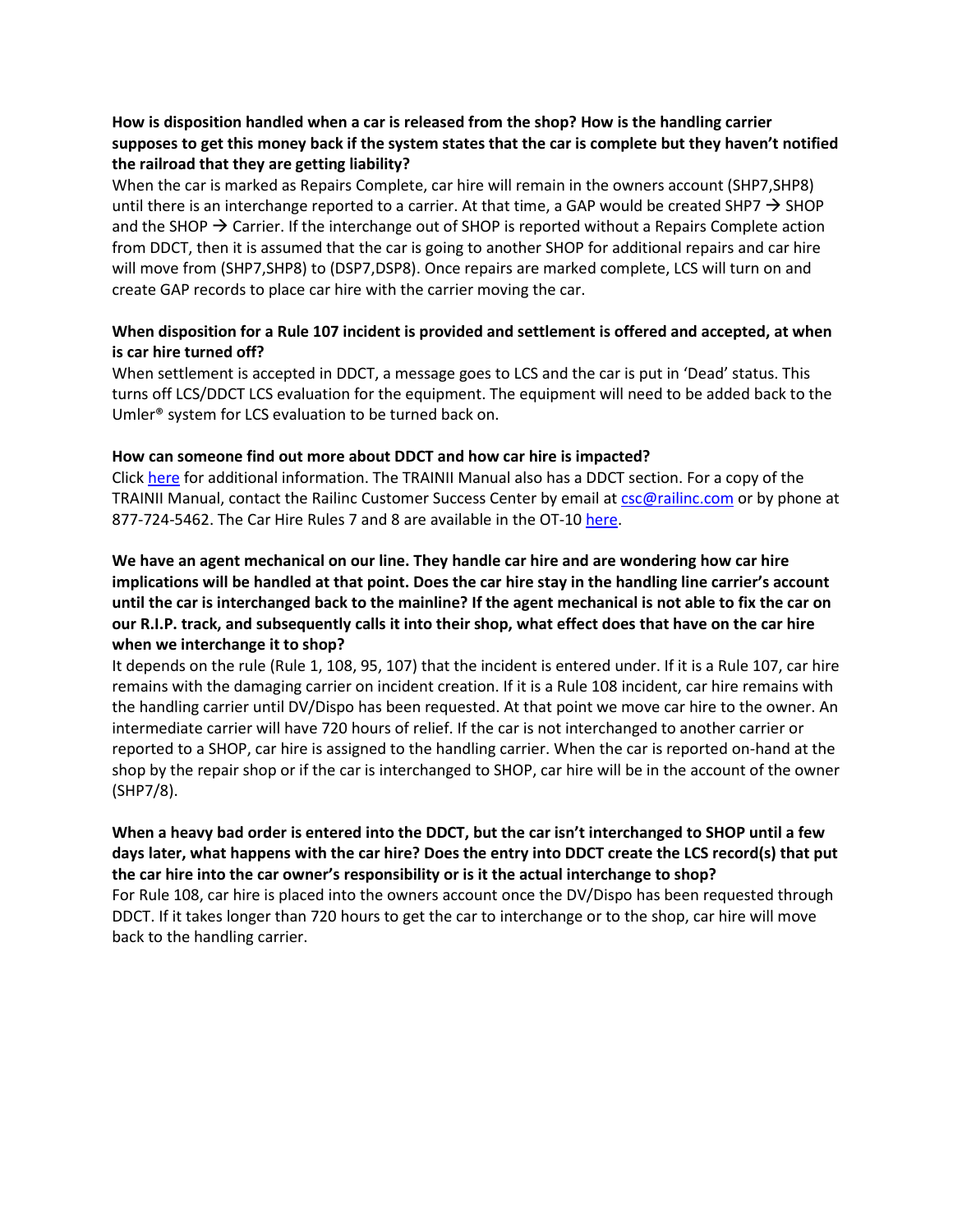**How is disposition handled when a car is released from the shop? How is the handling carrier supposes to get this money back if the system states that the car is complete but they haven't notified the railroad that they are getting liability?**

When the car is marked as Repairs Complete, car hire will remain in the owners account (SHP7,SHP8) until there is an interchange reported to a carrier. At that time, a GAP would be created SHP7 → SHOP and the SHOP → Carrier. If the interchange out of SHOP is reported without a Repairs Complete action from DDCT, then it is assumed that the car is going to another SHOP for additional repairs and car hire will move from (SHP7,SHP8) to (DSP7,DSP8). Once repairs are marked complete, LCS will turn on and create GAP records to place car hire with the carrier moving the car.

**When disposition for a Rule 107 incident is provided and settlement is offered and accepted, at when is car hire turned off?**

When settlement is accepted in DDCT, a message goes to LCS and the car is put in 'Dead' status. This turns off LCS/DDCT LCS evaluation for the equipment. The equipment will need to be added back to the Umler® system for LCS evaluation to be turned back on.

**How can someone find out more about DDCT and how car hire is impacted?**

Click here for additional information. The TRAINII Manual also has a DDCT section. For a copy of the TRAINII Manual, contact the Railinc Customer Success Center by email at csc@railinc.com or by phone at 877-724-5462. The Car Hire Rules 7 and 8 are available in the OT-10 here.

**We have an agent mechanical on our line. They handle car hire and are wondering how car hire implications will be handled at that point. Does the car hire stay in the handling line carrier's account until the car is interchanged back to the mainline? If the agent mechanical is not able to fix the car on our R.I.P. track, and subsequently calls it into their shop, what effect does that have on the car hire when we interchange it to shop?**

It depends on the rule (Rule 1, 108, 95, 107) that the incident is entered under. If it is a Rule 107, car hire remains with the damaging carrier on incident creation. If it is a Rule 108 incident, car hire remains with the handling carrier until DV/Dispo has been requested. At that point we move car hire to the owner. An intermediate carrier will have 720 hours of relief. If the car is not interchanged to another carrier or reported to a SHOP, car hire is assigned to the handling carrier. When the car is reported on-hand at the shop by the repair shop or if the car is interchanged to SHOP, car hire will be in the account of the owner (SHP7/8).

**When a heavy bad order is entered into the DDCT, but the car isn't interchanged to SHOP until a few days later, what happens with the car hire? Does the entry into DDCT create the LCS record(s) that put the car hire into the car owner's responsibility or is it the actual interchange to shop?**

For Rule 108, car hire is placed into the owners account once the DV/Dispo has been requested through DDCT. If it takes longer than 720 hours to get the car to interchange or to the shop, car hire will move back to the handling carrier.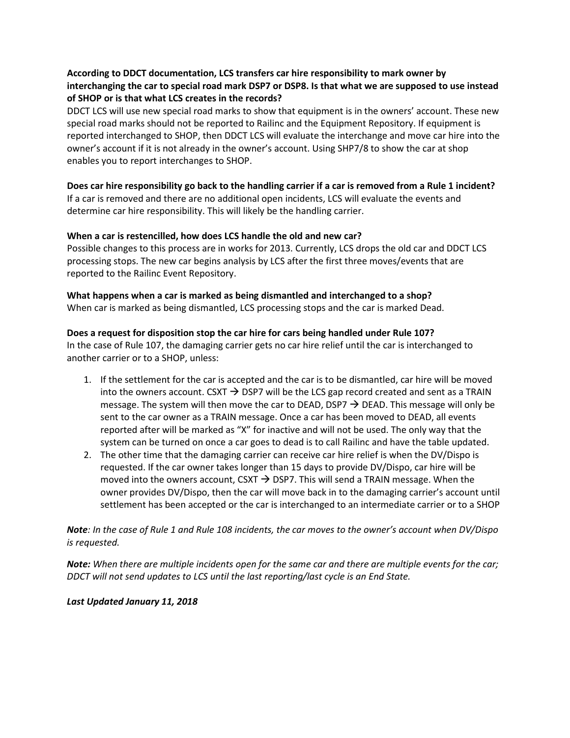**According to DDCT documentation, LCS transfers car hire responsibility to mark owner by interchanging the car to special road mark DSP7 or DSP8. Is that what we are supposed to use instead of SHOP or is that what LCS creates in the records?**

DDCT LCS will use new special road marks to show that equipment is in the owners' account. These new special road marks should not be reported to Railinc and the Equipment Repository. If equipment is reported interchanged to SHOP, then DDCT LCS will evaluate the interchange and move car hire into the owner's account if it is not already in the owner's account. Using SHP7/8 to show the car at shop enables you to report interchanges to SHOP.

**Does car hire responsibility go back to the handling carrier if a car is removed from a Rule 1 incident?**

If a car is removed and there are no additional open incidents, LCS will evaluate the events and determine car hire responsibility. This will likely be the handling carrier.

**When a car is restencilled, how does LCS handle the old and new car?**

Possible changes to this process are in works for 2013. Currently, LCS drops the old car and DDCT LCS processing stops. The new car begins analysis by LCS after the first three moves/events that are reported to the Railinc Event Repository.

**What happens when a car is marked as being dismantled and interchanged to a shop?**

When car is marked as being dismantled, LCS processing stops and the car is marked Dead.

**Does a request for disposition stop the car hire for cars being handled under Rule 107?**

In the case of Rule 107, the damaging carrier gets no car hire relief until the car is interchanged to another carrier or to a SHOP, unless:

1. If the settlement for the car is accepted and the car is to be dismantled, car hire will be moved into the owners account. CSXT → DSP7 will be the LCS gap record created and sent as a TRAIN message. The system will then move the car to DEAD, DSP7 → DEAD. This message will only be sent to the car owner as a TRAIN message. Once a car has been moved to DEAD, all events reported after will be marked as "X" for inactive and will not be used. The only way that the system can be turned on once a car goes to dead is to call Railinc and have the table updated.
2. The other time that the damaging carrier can receive car hire relief is when the DV/Dispo is requested. If the car owner takes longer than 15 days to provide DV/Dispo, car hire will be moved into the owners account, CSXT → DSP7. This will send a TRAIN message. When the owner provides DV/Dispo, then the car will move back in to the damaging carrier's account until settlement has been accepted or the car is interchanged to an intermediate carrier or to a SHOP

***Note**: In the case of Rule 1 and Rule 108 incidents, the car moves to the owner's account when DV/Dispo is requested.*

***Note:** When there are multiple incidents open for the same car and there are multiple events for the car; DDCT will not send updates to LCS until the last reporting/last cycle is an End State.*

***Last Updated January 11, 2018***